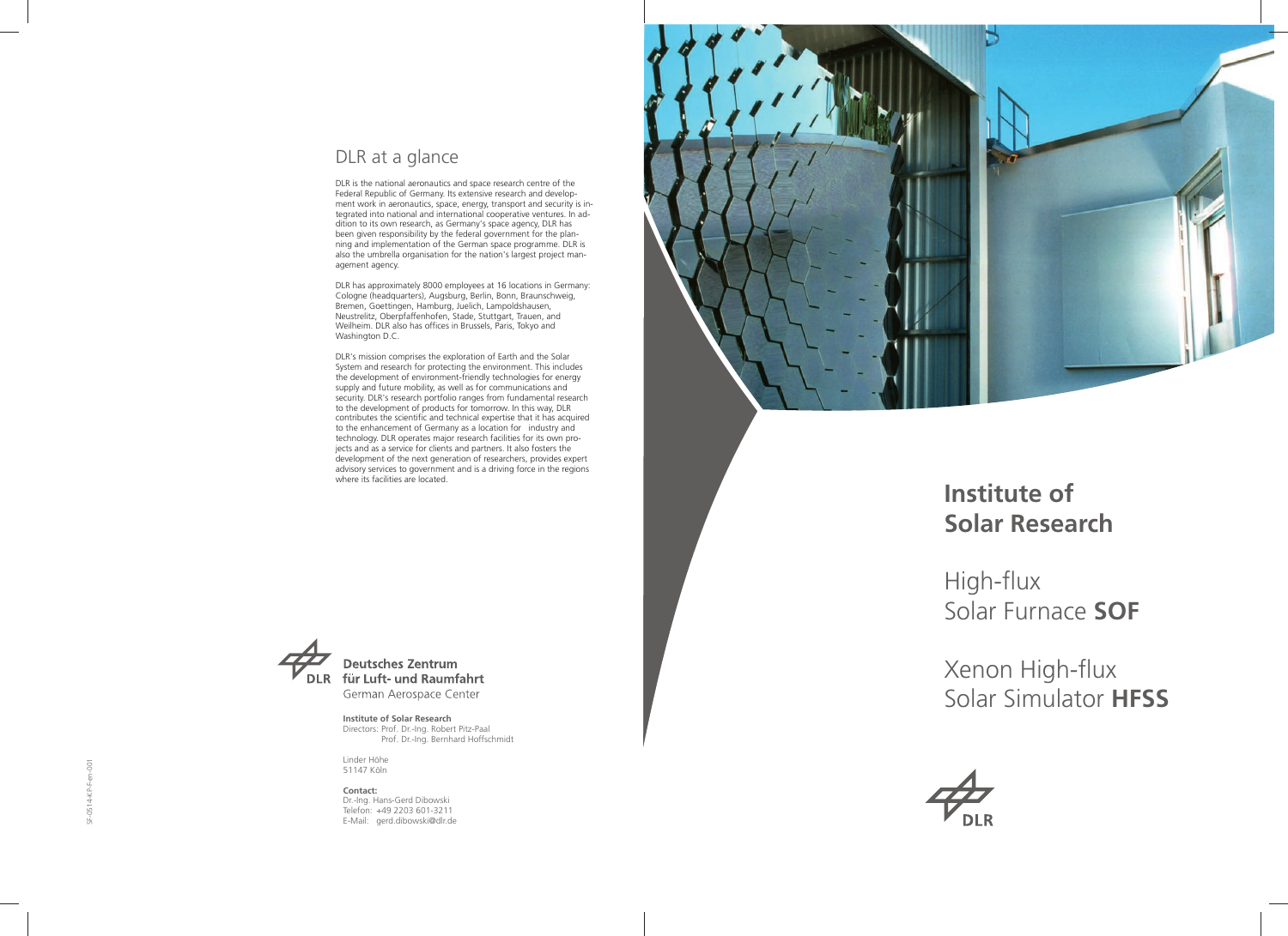## DLR at a glance

DLR is the national aeronautics and space research centre of the Federal Republic of Germany. Its extensive research and development work in aeronautics, space, energy, transport and security is integrated into national and international cooperative ventures. In addition to its own research, as Germany's space agency, DLR has been given responsibility by the federal government for the planning and implementation of the German space programme. DLR is also the umbrella organisation for the nation's largest project management agency.

DLR has approximately 8000 employees at 16 locations in Germany: Cologne (headquarters), Augsburg, Berlin, Bonn, Braunschweig, Bremen, Goettingen, Hamburg, Juelich, Lampoldshausen, Neustrelitz, Oberpfaffenhofen, Stade, Stuttgart, Trauen, and Weilheim. DLR also has offices in Brussels, Paris, Tokyo and Washington D.C.

DLR's mission comprises the exploration of Earth and the Solar System and research for protecting the environment. This includes the development of environment-friendly technologies for energy supply and future mobility, as well as for communications and security. DLR's research portfolio ranges from fundamental research to the development of products for tomorrow. In this way, DLR contributes the scientific and technical expertise that it has acquired to the enhancement of Germany as a location for industry and technology. DLR operates major research facilities for its own projects and as a service for clients and partners. It also fosters the development of the next generation of researchers, provides expert advisory services to government and is a driving force in the regions where its facilities are located.

**Deutsches Zentrum für Luft- und Raumfahrt**
German Aerospace Center

**Institute of Solar Research**
Directors: Prof. Dr.-Ing. Robert Pitz-Paal
Prof. Dr.-Ing. Bernhard Hoffschmidt

Linder Höhe
51147 Köln

**Contact:**
Dr.-Ing. Hans-Gerd Dibowski
Telefon: +49 2203 601-3211
E-Mail: gerd.dibowski@dlr.de

SF-0514-KP-F-en-001

# Institute of Solar Research

## High-flux Solar Furnace **SOF**

## Xenon High-flux Solar Simulator **HFSS**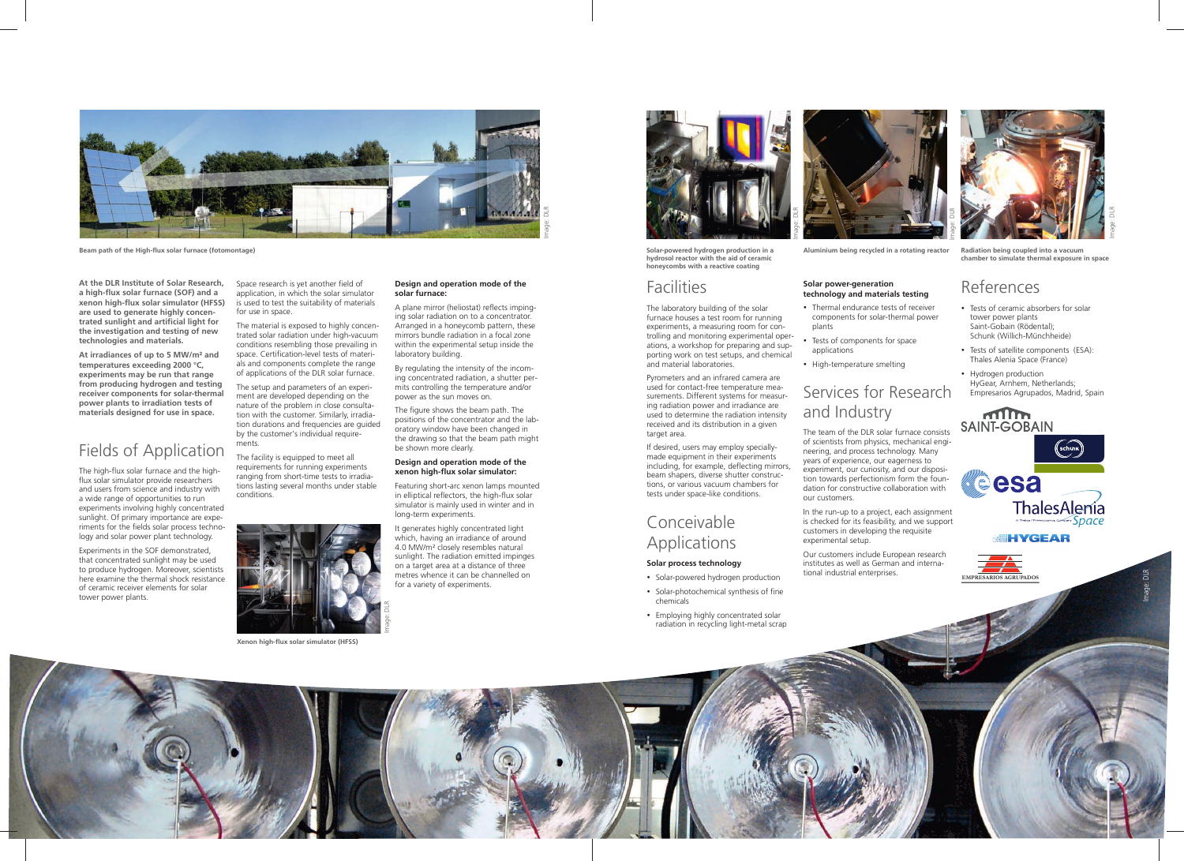Beam path of the High-flux solar furnace (fotomontage)

**At the DLR Institute of Solar Research, a high-flux solar furnace (SOF) and a xenon high-flux solar simulator (HFSS) are used to generate highly concentrated sunlight and artificial light for the investigation and testing of new technologies and materials.**

**At irradiances of up to 5 MW/m² and temperatures exceeding 2000 °C, experiments may be run that range from producing hydrogen and testing receiver components for solar-thermal power plants to irradiation tests of materials designed for use in space.**

# Fields of Application

The high-flux solar furnace and the high-flux solar simulator provide researchers and users from science and industry with a wide range of opportunities to run experiments involving highly concentrated sunlight. Of primary importance are experiments for the fields solar process technology and solar power plant technology.

Experiments in the SOF demonstrated, that concentrated sunlight may be used to produce hydrogen. Moreover, scientists here examine the thermal shock resistance of ceramic receiver elements for solar tower power plants.

Space research is yet another field of application, in which the solar simulator is used to test the suitability of materials for use in space.

The material is exposed to highly concentrated solar radiation under high-vacuum conditions resembling those prevailing in space. Certification-level tests of materials and components complete the range of applications of the DLR solar furnace.

The setup and parameters of an experiment are developed depending on the nature of the problem in close consultation with the customer. Similarly, irradiation durations and frequencies are guided by the customer's individual requirements.

The facility is equipped to meet all requirements for running experiments ranging from short-time tests to irradiations lasting several months under stable conditions.

Xenon high-flux solar simulator (HFSS)

**Design and operation mode of the solar furnace:**

A plane mirror (heliostat) reflects impinging solar radiation on to a concentrator. Arranged in a honeycomb pattern, these mirrors bundle radiation in a focal zone within the experimental setup inside the laboratory building.

By regulating the intensity of the incoming concentrated radiation, a shutter permits controlling the temperature and/or power as the sun moves on.

The figure shows the beam path. The positions of the concentrator and the laboratory window have been changed in the drawing so that the beam path might be shown more clearly.

**Design and operation mode of the xenon high-flux solar simulator:**

Featuring short-arc xenon lamps mounted in elliptical reflectors, the high-flux solar simulator is mainly used in winter and in long-term experiments.

It generates highly concentrated light which, having an irradiance of around 4.0 MW/m² closely resembles natural sunlight. The radiation emitted impinges on a target area at a distance of three metres whence it can be channelled on for a variety of experiments.

Solar-powered hydrogen production in a hydrosol reactor with the aid of ceramic honeycombs with a reactive coating

Aluminium being recycled in a rotating reactor

Radiation being coupled into a vacuum chamber to simulate thermal exposure in space

# Facilities

The laboratory building of the solar furnace houses a test room for running experiments, a measuring room for controlling and monitoring experimental operations, a workshop for preparing and supporting work on test setups, and chemical and material laboratories.

Pyrometers and an infrared camera are used for contact-free temperature measurements. Different systems for measuring radiation power and irradiance are used to determine the radiation intensity received and its distribution in a given target area.

If desired, users may employ specially-made equipment in their experiments including, for example, deflecting mirrors, beam shapers, diverse shutter constructions, or various vacuum chambers for tests under space-like conditions.

# Conceivable Applications

**Solar process technology**

- Solar-powered hydrogen production
- Solar-photochemical synthesis of fine chemicals
- Employing highly concentrated solar radiation in recycling light-metal scrap

**Solar power-generation technology and materials testing**

- Thermal endurance tests of receiver components for solar-thermal power plants
- Tests of components for space applications
- High-temperature smelting

# Services for Research and Industry

The team of the DLR solar furnace consists of scientists from physics, mechanical engineering, and process technology. Many years of experience, our eagerness to experiment, our curiosity, and our disposition towards perfectionism form the foundation for constructive collaboration with our customers.

In the run-up to a project, each assignment is checked for its feasibility, and we support customers in developing the requisite experimental setup.

Our customers include European research institutes as well as German and international industrial enterprises.

# References

- Tests of ceramic absorbers for solar tower power plants Saint-Gobain (Rödental); Schunk (Willich-Münchheide)
- Tests of satellite components (ESA): Thales Alenia Space (France)
- Hydrogen production HyGear, Arnhem, Netherlands; Empresarios Agrupados, Madrid, Spain